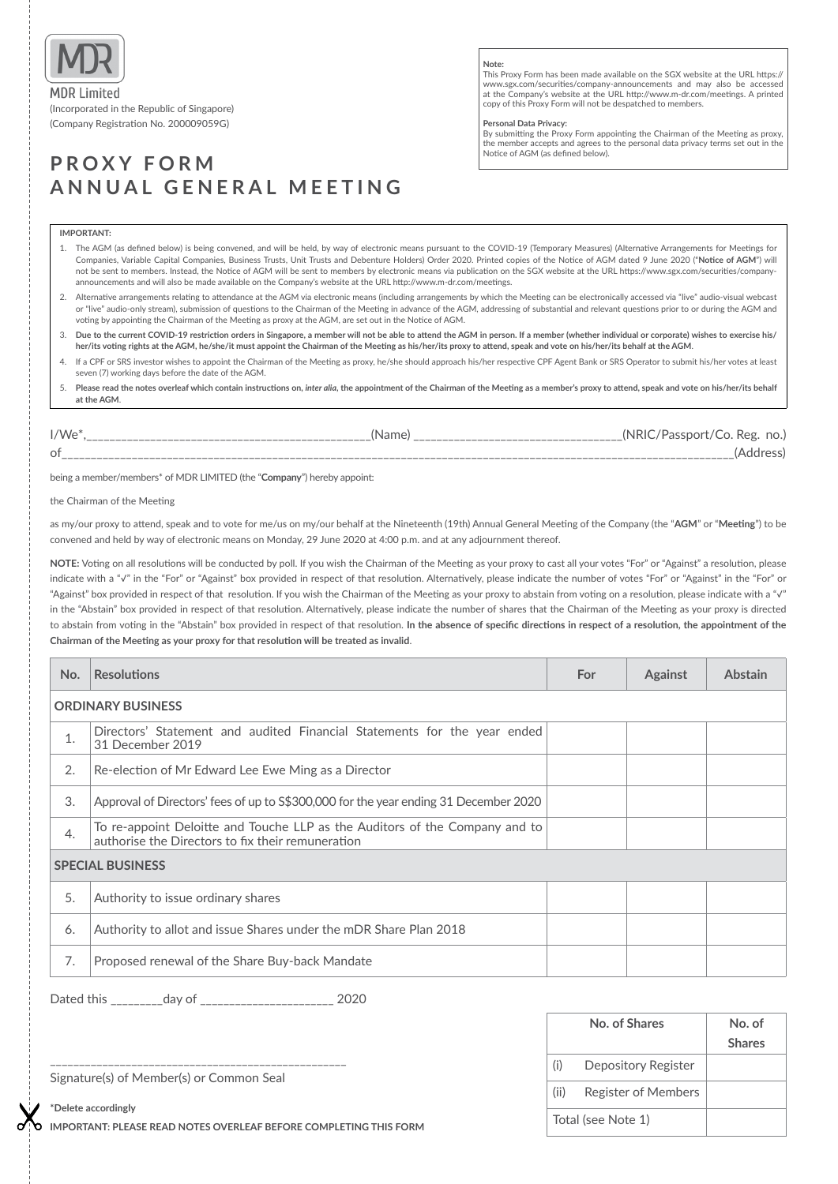MDR Limited
(Incorporated in the Republic of Singapore)
(Company Registration No. 200009059G)

# PROXY FORM
# ANNUAL GENERAL MEETING

**Note:**
This Proxy Form has been made available on the SGX website at the URL https://www.sgx.com/securities/company-announcements and may also be accessed at the Company's website at the URL http://www.m-dr.com/meetings. A printed copy of this Proxy Form will not be despatched to members.

**Personal Data Privacy:**
By submitting the Proxy Form appointing the Chairman of the Meeting as proxy, the member accepts and agrees to the personal data privacy terms set out in the Notice of AGM (as defined below).

**IMPORTANT:**

1. The AGM (as defined below) is being convened, and will be held, by way of electronic means pursuant to the COVID-19 (Temporary Measures) (Alternative Arrangements for Meetings for Companies, Variable Capital Companies, Business Trusts, Unit Trusts and Debenture Holders) Order 2020. Printed copies of the Notice of AGM dated 9 June 2020 ("**Notice of AGM**") will not be sent to members. Instead, the Notice of AGM will be sent to members by electronic means via publication on the SGX website at the URL https://www.sgx.com/securities/company-announcements and will also be made available on the Company's website at the URL http://www.m-dr.com/meetings.
2. Alternative arrangements relating to attendance at the AGM via electronic means (including arrangements by which the Meeting can be electronically accessed via "live" audio-visual webcast or "live" audio-only stream), submission of questions to the Chairman of the Meeting in advance of the AGM, addressing of substantial and relevant questions prior to or during the AGM and voting by appointing the Chairman of the Meeting as proxy at the AGM, are set out in the Notice of AGM.
3. **Due to the current COVID-19 restriction orders in Singapore, a member will not be able to attend the AGM in person. If a member (whether individual or corporate) wishes to exercise his/her/its voting rights at the AGM, he/she/it must appoint the Chairman of the Meeting as his/her/its proxy to attend, speak and vote on his/her/its behalf at the AGM**.
4. If a CPF or SRS investor wishes to appoint the Chairman of the Meeting as proxy, he/she should approach his/her respective CPF Agent Bank or SRS Operator to submit his/her votes at least seven (7) working days before the date of the AGM.
5. **Please read the notes overleaf which contain instructions on, *inter alia*, the appointment of the Chairman of the Meeting as a member's proxy to attend, speak and vote on his/her/its behalf at the AGM**.

I/We*,______________________________________________(Name) _________________________________(NRIC/Passport/Co. Reg. no.)

of_______________________________________________________________________________________________________________(Address)

being a member/members* of MDR LIMITED (the "**Company**") hereby appoint:

the Chairman of the Meeting

as my/our proxy to attend, speak and to vote for me/us on my/our behalf at the Nineteenth (19th) Annual General Meeting of the Company (the "**AGM**" or "**Meeting**") to be convened and held by way of electronic means on Monday, 29 June 2020 at 4:00 p.m. and at any adjournment thereof.

**NOTE:** Voting on all resolutions will be conducted by poll. If you wish the Chairman of the Meeting as your proxy to cast all your votes "For" or "Against" a resolution, please indicate with a "√" in the "For" or "Against" box provided in respect of that resolution. Alternatively, please indicate the number of votes "For" or "Against" in the "For" or "Against" box provided in respect of that resolution. If you wish the Chairman of the Meeting as your proxy to abstain from voting on a resolution, please indicate with a "√" in the "Abstain" box provided in respect of that resolution. Alternatively, please indicate the number of shares that the Chairman of the Meeting as your proxy is directed to abstain from voting in the "Abstain" box provided in respect of that resolution. **In the absence of specific directions in respect of a resolution, the appointment of the Chairman of the Meeting as your proxy for that resolution will be treated as invalid**.

| No. | Resolutions | For | Against | Abstain |
|---|---|---|---|---|
| **ORDINARY BUSINESS** | | | | |
| 1. | Directors' Statement and audited Financial Statements for the year ended 31 December 2019 | | | |
| 2. | Re-election of Mr Edward Lee Ewe Ming as a Director | | | |
| 3. | Approval of Directors' fees of up to S$300,000 for the year ending 31 December 2020 | | | |
| 4. | To re-appoint Deloitte and Touche LLP as the Auditors of the Company and to authorise the Directors to fix their remuneration | | | |
| **SPECIAL BUSINESS** | | | | |
| 5. | Authority to issue ordinary shares | | | |
| 6. | Authority to allot and issue Shares under the mDR Share Plan 2018 | | | |
| 7. | Proposed renewal of the Share Buy-back Mandate | | | |

Dated this ________day of _____________________ 2020

| No. of Shares | | No. of Shares |
|---|---|---|
| (i) | Depository Register | |
| (ii) | Register of Members | |
| Total (see Note 1) | | |

_________________________________________________
Signature(s) of Member(s) or Common Seal

**\*Delete accordingly**

**IMPORTANT: PLEASE READ NOTES OVERLEAF BEFORE COMPLETING THIS FORM**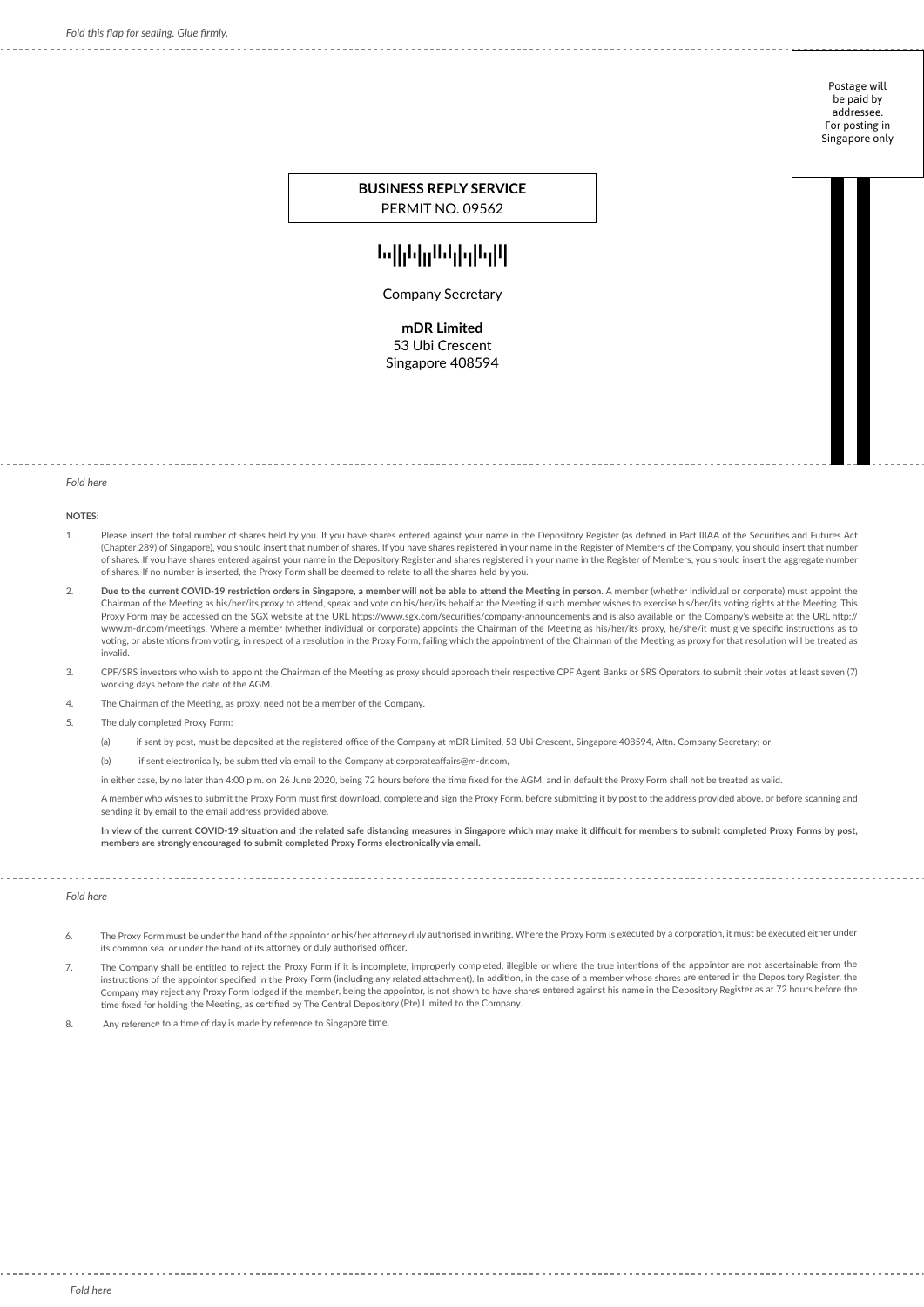*Fold this flap for sealing. Glue firmly.*

Postage will be paid by addressee. For posting in Singapore only

**BUSINESS REPLY SERVICE**
PERMIT NO. 09562

Company Secretary

**mDR Limited**
53 Ubi Crescent
Singapore 408594

*Fold here*

**NOTES:**

1. Please insert the total number of shares held by you. If you have shares entered against your name in the Depository Register (as defined in Part IIIAA of the Securities and Futures Act (Chapter 289) of Singapore), you should insert that number of shares. If you have shares registered in your name in the Register of Members of the Company, you should insert that number of shares. If you have shares entered against your name in the Depository Register and shares registered in your name in the Register of Members, you should insert the aggregate number of shares. If no number is inserted, the Proxy Form shall be deemed to relate to all the shares held by you.

2. **Due to the current COVID-19 restriction orders in Singapore, a member will not be able to attend the Meeting in person**. A member (whether individual or corporate) must appoint the Chairman of the Meeting as his/her/its proxy to attend, speak and vote on his/her/its behalf at the Meeting if such member wishes to exercise his/her/its voting rights at the Meeting. This Proxy Form may be accessed on the SGX website at the URL https://www.sgx.com/securities/company-announcements and is also available on the Company's website at the URL http://www.m-dr.com/meetings. Where a member (whether individual or corporate) appoints the Chairman of the Meeting as his/her/its proxy, he/she/it must give specific instructions as to voting, or abstentions from voting, in respect of a resolution in the Proxy Form, failing which the appointment of the Chairman of the Meeting as proxy for that resolution will be treated as invalid.

3. CPF/SRS investors who wish to appoint the Chairman of the Meeting as proxy should approach their respective CPF Agent Banks or SRS Operators to submit their votes at least seven (7) working days before the date of the AGM.

4. The Chairman of the Meeting, as proxy, need not be a member of the Company.

5. The duly completed Proxy Form:

   (a) if sent by post, must be deposited at the registered office of the Company at mDR Limited, 53 Ubi Crescent, Singapore 408594, Attn. Company Secretary; or

   (b) if sent electronically, be submitted via email to the Company at corporateaffairs@m-dr.com,

   in either case, by no later than 4:00 p.m. on 26 June 2020, being 72 hours before the time fixed for the AGM, and in default the Proxy Form shall not be treated as valid.

   A member who wishes to submit the Proxy Form must first download, complete and sign the Proxy Form, before submitting it by post to the address provided above, or before scanning and sending it by email to the email address provided above.

   **In view of the current COVID-19 situation and the related safe distancing measures in Singapore which may make it difficult for members to submit completed Proxy Forms by post, members are strongly encouraged to submit completed Proxy Forms electronically via email.**

*Fold here*

6. The Proxy Form must be under the hand of the appointor or his/her attorney duly authorised in writing. Where the Proxy Form is executed by a corporation, it must be executed either under its common seal or under the hand of its attorney or duly authorised officer.

7. The Company shall be entitled to reject the Proxy Form if it is incomplete, improperly completed, illegible or where the true intentions of the appointor are not ascertainable from the instructions of the appointor specified in the Proxy Form (including any related attachment). In addition, in the case of a member whose shares are entered in the Depository Register, the Company may reject any Proxy Form lodged if the member, being the appointor, is not shown to have shares entered against his name in the Depository Register as at 72 hours before the time fixed for holding the Meeting, as certified by The Central Depository (Pte) Limited to the Company.

8. Any reference to a time of day is made by reference to Singapore time.

*Fold here*